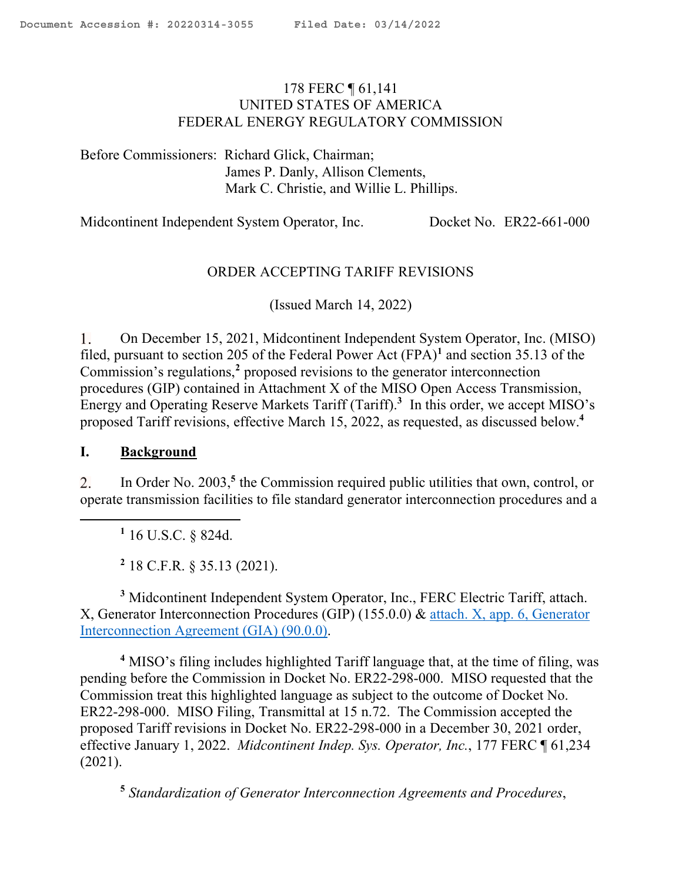178 FERC ¶ 61,141
UNITED STATES OF AMERICA
FEDERAL ENERGY REGULATORY COMMISSION

Before Commissioners: Richard Glick, Chairman;
James P. Danly, Allison Clements,
Mark C. Christie, and Willie L. Phillips.

Midcontinent Independent System Operator, Inc. Docket No. ER22-661-000

ORDER ACCEPTING TARIFF REVISIONS

(Issued March 14, 2022)

1. On December 15, 2021, Midcontinent Independent System Operator, Inc. (MISO) filed, pursuant to section 205 of the Federal Power Act (FPA)[1] and section 35.13 of the Commission's regulations,[2] proposed revisions to the generator interconnection procedures (GIP) contained in Attachment X of the MISO Open Access Transmission, Energy and Operating Reserve Markets Tariff (Tariff).[3] In this order, we accept MISO's proposed Tariff revisions, effective March 15, 2022, as requested, as discussed below.[4]

## I. Background

2. In Order No. 2003,[5] the Commission required public utilities that own, control, or operate transmission facilities to file standard generator interconnection procedures and a

---

[1] 16 U.S.C. § 824d.

[2] 18 C.F.R. § 35.13 (2021).

[3] Midcontinent Independent System Operator, Inc., FERC Electric Tariff, attach. X, Generator Interconnection Procedures (GIP) (155.0.0) & attach. X, app. 6, Generator Interconnection Agreement (GIA) (90.0.0).

[4] MISO's filing includes highlighted Tariff language that, at the time of filing, was pending before the Commission in Docket No. ER22-298-000. MISO requested that the Commission treat this highlighted language as subject to the outcome of Docket No. ER22-298-000. MISO Filing, Transmittal at 15 n.72. The Commission accepted the proposed Tariff revisions in Docket No. ER22-298-000 in a December 30, 2021 order, effective January 1, 2022. *Midcontinent Indep. Sys. Operator, Inc.*, 177 FERC ¶ 61,234 (2021).

[5] *Standardization of Generator Interconnection Agreements and Procedures*,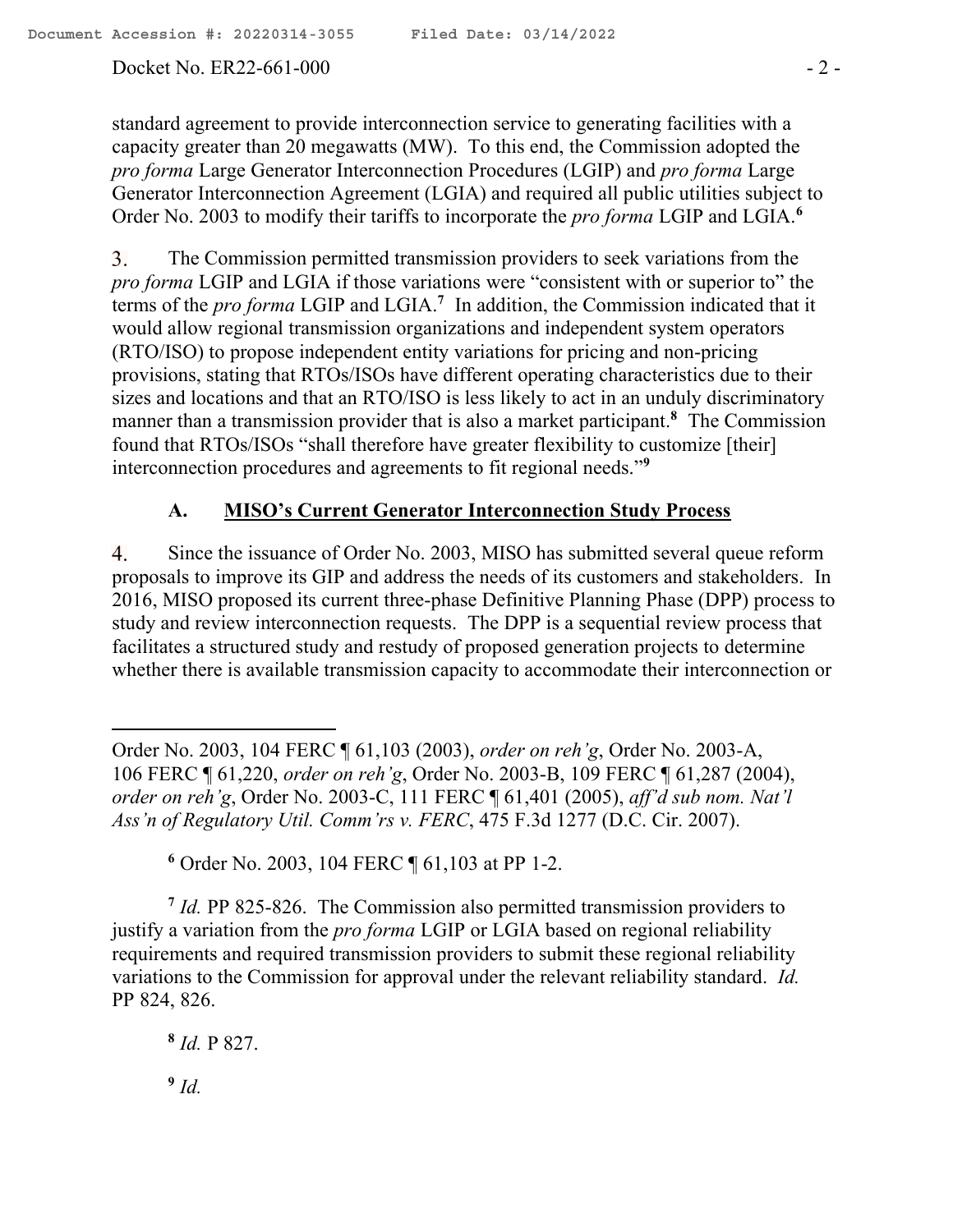standard agreement to provide interconnection service to generating facilities with a capacity greater than 20 megawatts (MW). To this end, the Commission adopted the *pro forma* Large Generator Interconnection Procedures (LGIP) and *pro forma* Large Generator Interconnection Agreement (LGIA) and required all public utilities subject to Order No. 2003 to modify their tariffs to incorporate the *pro forma* LGIP and LGIA.[6]

3. The Commission permitted transmission providers to seek variations from the *pro forma* LGIP and LGIA if those variations were "consistent with or superior to" the terms of the *pro forma* LGIP and LGIA.[7] In addition, the Commission indicated that it would allow regional transmission organizations and independent system operators (RTO/ISO) to propose independent entity variations for pricing and non-pricing provisions, stating that RTOs/ISOs have different operating characteristics due to their sizes and locations and that an RTO/ISO is less likely to act in an unduly discriminatory manner than a transmission provider that is also a market participant.[8] The Commission found that RTOs/ISOs "shall therefore have greater flexibility to customize [their] interconnection procedures and agreements to fit regional needs."[9]

### A. MISO's Current Generator Interconnection Study Process

4. Since the issuance of Order No. 2003, MISO has submitted several queue reform proposals to improve its GIP and address the needs of its customers and stakeholders. In 2016, MISO proposed its current three-phase Definitive Planning Phase (DPP) process to study and review interconnection requests. The DPP is a sequential review process that facilitates a structured study and restudy of proposed generation projects to determine whether there is available transmission capacity to accommodate their interconnection or

---

Order No. 2003, 104 FERC ¶ 61,103 (2003), *order on reh'g*, Order No. 2003-A, 106 FERC ¶ 61,220, *order on reh'g*, Order No. 2003-B, 109 FERC ¶ 61,287 (2004), *order on reh'g*, Order No. 2003-C, 111 FERC ¶ 61,401 (2005), *aff'd sub nom. Nat'l Ass'n of Regulatory Util. Comm'rs v. FERC*, 475 F.3d 1277 (D.C. Cir. 2007).

[6] Order No. 2003, 104 FERC ¶ 61,103 at PP 1-2.

[7] *Id.* PP 825-826. The Commission also permitted transmission providers to justify a variation from the *pro forma* LGIP or LGIA based on regional reliability requirements and required transmission providers to submit these regional reliability variations to the Commission for approval under the relevant reliability standard. *Id.* PP 824, 826.

[8] *Id.* P 827.

[9] *Id.*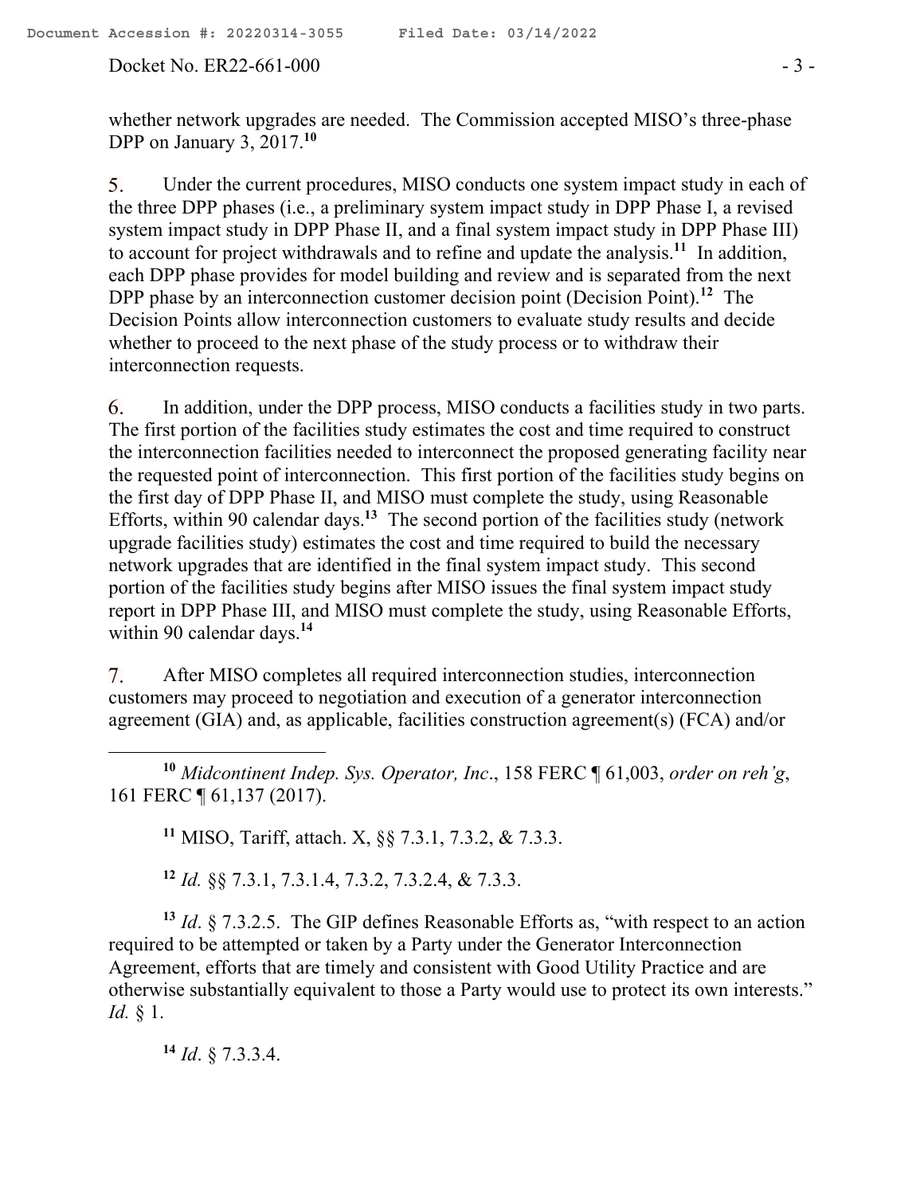whether network upgrades are needed. The Commission accepted MISO's three-phase DPP on January 3, 2017.[10]

5. Under the current procedures, MISO conducts one system impact study in each of the three DPP phases (i.e., a preliminary system impact study in DPP Phase I, a revised system impact study in DPP Phase II, and a final system impact study in DPP Phase III) to account for project withdrawals and to refine and update the analysis.[11] In addition, each DPP phase provides for model building and review and is separated from the next DPP phase by an interconnection customer decision point (Decision Point).[12] The Decision Points allow interconnection customers to evaluate study results and decide whether to proceed to the next phase of the study process or to withdraw their interconnection requests.

6. In addition, under the DPP process, MISO conducts a facilities study in two parts. The first portion of the facilities study estimates the cost and time required to construct the interconnection facilities needed to interconnect the proposed generating facility near the requested point of interconnection. This first portion of the facilities study begins on the first day of DPP Phase II, and MISO must complete the study, using Reasonable Efforts, within 90 calendar days.[13] The second portion of the facilities study (network upgrade facilities study) estimates the cost and time required to build the necessary network upgrades that are identified in the final system impact study. This second portion of the facilities study begins after MISO issues the final system impact study report in DPP Phase III, and MISO must complete the study, using Reasonable Efforts, within 90 calendar days.[14]

7. After MISO completes all required interconnection studies, interconnection customers may proceed to negotiation and execution of a generator interconnection agreement (GIA) and, as applicable, facilities construction agreement(s) (FCA) and/or

---

[10] *Midcontinent Indep. Sys. Operator, Inc*., 158 FERC ¶ 61,003, *order on reh'g*, 161 FERC ¶ 61,137 (2017).

[11] MISO, Tariff, attach. X, §§ 7.3.1, 7.3.2, & 7.3.3.

[12] *Id.* §§ 7.3.1, 7.3.1.4, 7.3.2, 7.3.2.4, & 7.3.3.

[13] *Id*. § 7.3.2.5. The GIP defines Reasonable Efforts as, "with respect to an action required to be attempted or taken by a Party under the Generator Interconnection Agreement, efforts that are timely and consistent with Good Utility Practice and are otherwise substantially equivalent to those a Party would use to protect its own interests." *Id.* § 1.

[14] *Id*. § 7.3.3.4.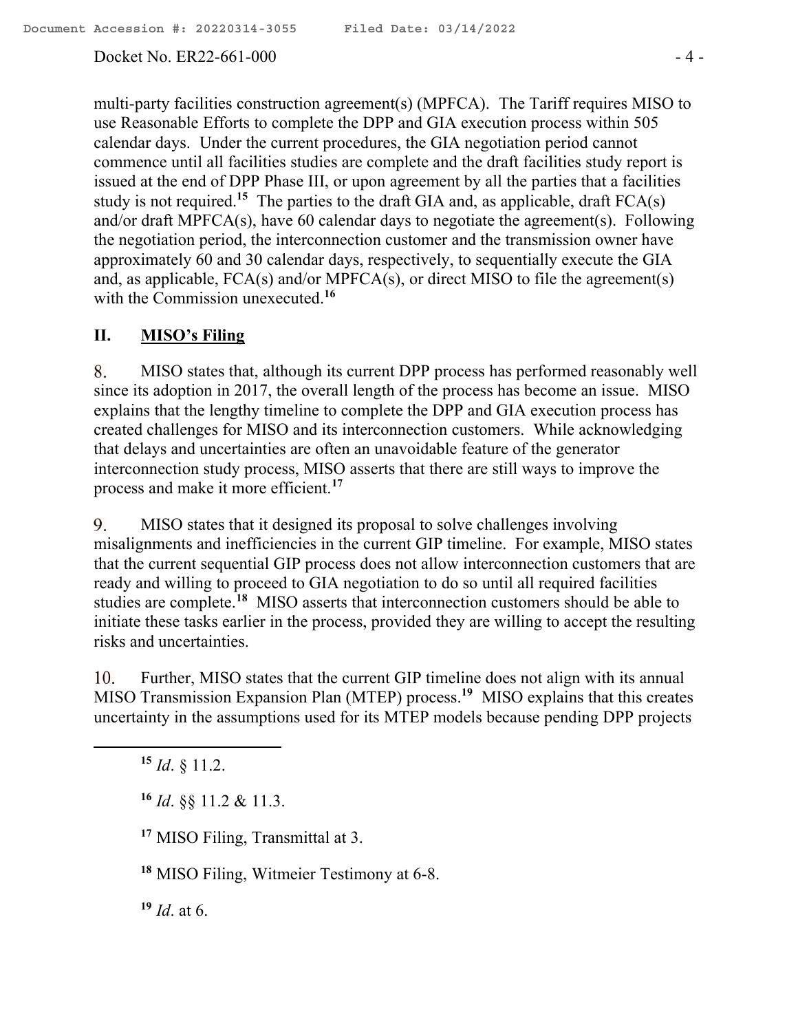multi-party facilities construction agreement(s) (MPFCA). The Tariff requires MISO to use Reasonable Efforts to complete the DPP and GIA execution process within 505 calendar days. Under the current procedures, the GIA negotiation period cannot commence until all facilities studies are complete and the draft facilities study report is issued at the end of DPP Phase III, or upon agreement by all the parties that a facilities study is not required.[15] The parties to the draft GIA and, as applicable, draft FCA(s) and/or draft MPFCA(s), have 60 calendar days to negotiate the agreement(s). Following the negotiation period, the interconnection customer and the transmission owner have approximately 60 and 30 calendar days, respectively, to sequentially execute the GIA and, as applicable, FCA(s) and/or MPFCA(s), or direct MISO to file the agreement(s) with the Commission unexecuted.[16]

## II. MISO's Filing

8. MISO states that, although its current DPP process has performed reasonably well since its adoption in 2017, the overall length of the process has become an issue. MISO explains that the lengthy timeline to complete the DPP and GIA execution process has created challenges for MISO and its interconnection customers. While acknowledging that delays and uncertainties are often an unavoidable feature of the generator interconnection study process, MISO asserts that there are still ways to improve the process and make it more efficient.[17]

9. MISO states that it designed its proposal to solve challenges involving misalignments and inefficiencies in the current GIP timeline. For example, MISO states that the current sequential GIP process does not allow interconnection customers that are ready and willing to proceed to GIA negotiation to do so until all required facilities studies are complete.[18] MISO asserts that interconnection customers should be able to initiate these tasks earlier in the process, provided they are willing to accept the resulting risks and uncertainties.

10. Further, MISO states that the current GIP timeline does not align with its annual MISO Transmission Expansion Plan (MTEP) process.[19] MISO explains that this creates uncertainty in the assumptions used for its MTEP models because pending DPP projects

---

[15] *Id*. § 11.2.

[16] *Id*. §§ 11.2 & 11.3.

[17] MISO Filing, Transmittal at 3.

[18] MISO Filing, Witmeier Testimony at 6-8.

[19] *Id*. at 6.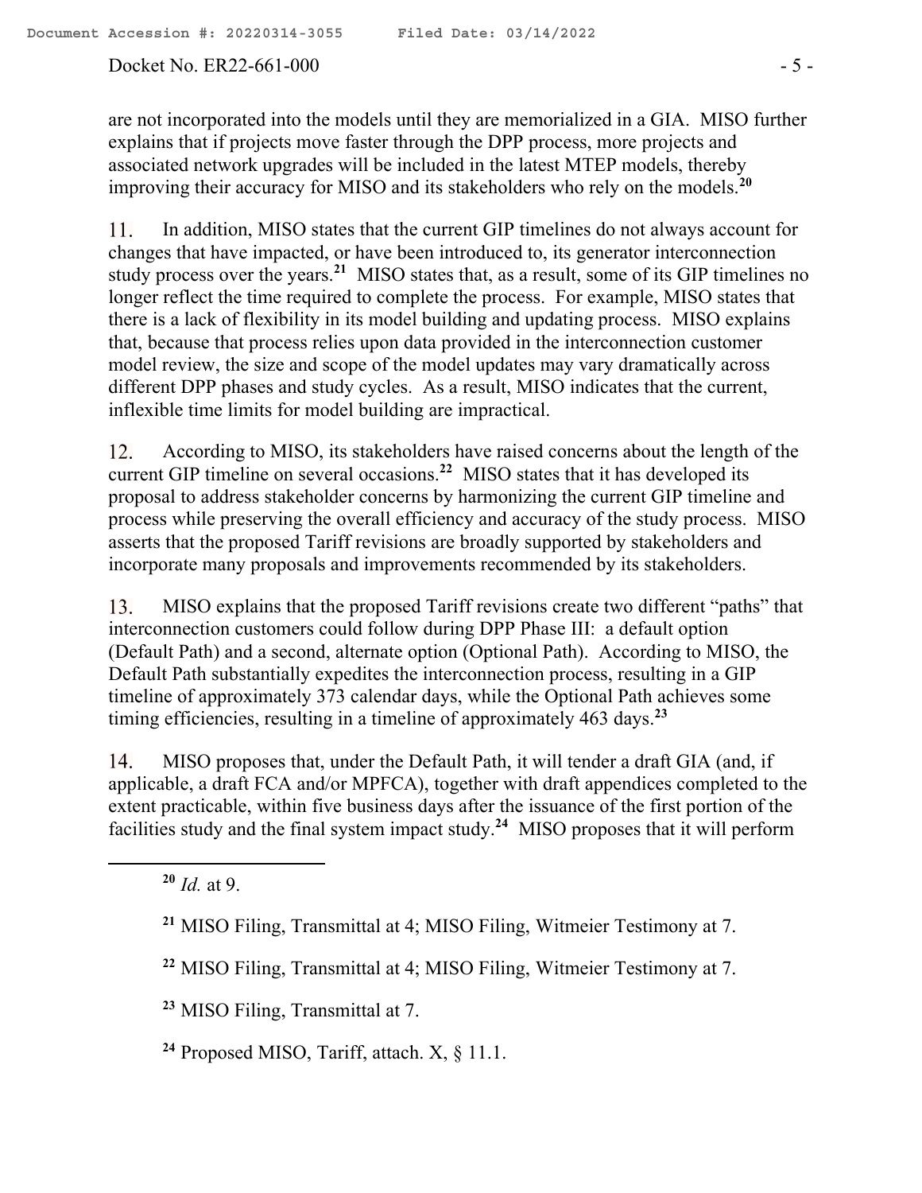are not incorporated into the models until they are memorialized in a GIA. MISO further explains that if projects move faster through the DPP process, more projects and associated network upgrades will be included in the latest MTEP models, thereby improving their accuracy for MISO and its stakeholders who rely on the models.[20]

11. In addition, MISO states that the current GIP timelines do not always account for changes that have impacted, or have been introduced to, its generator interconnection study process over the years.[21] MISO states that, as a result, some of its GIP timelines no longer reflect the time required to complete the process. For example, MISO states that there is a lack of flexibility in its model building and updating process. MISO explains that, because that process relies upon data provided in the interconnection customer model review, the size and scope of the model updates may vary dramatically across different DPP phases and study cycles. As a result, MISO indicates that the current, inflexible time limits for model building are impractical.

12. According to MISO, its stakeholders have raised concerns about the length of the current GIP timeline on several occasions.[22] MISO states that it has developed its proposal to address stakeholder concerns by harmonizing the current GIP timeline and process while preserving the overall efficiency and accuracy of the study process. MISO asserts that the proposed Tariff revisions are broadly supported by stakeholders and incorporate many proposals and improvements recommended by its stakeholders.

13. MISO explains that the proposed Tariff revisions create two different "paths" that interconnection customers could follow during DPP Phase III: a default option (Default Path) and a second, alternate option (Optional Path). According to MISO, the Default Path substantially expedites the interconnection process, resulting in a GIP timeline of approximately 373 calendar days, while the Optional Path achieves some timing efficiencies, resulting in a timeline of approximately 463 days.[23]

14. MISO proposes that, under the Default Path, it will tender a draft GIA (and, if applicable, a draft FCA and/or MPFCA), together with draft appendices completed to the extent practicable, within five business days after the issuance of the first portion of the facilities study and the final system impact study.[24] MISO proposes that it will perform

---

[20] *Id.* at 9.

[21] MISO Filing, Transmittal at 4; MISO Filing, Witmeier Testimony at 7.

[22] MISO Filing, Transmittal at 4; MISO Filing, Witmeier Testimony at 7.

[23] MISO Filing, Transmittal at 7.

[24] Proposed MISO, Tariff, attach. X, § 11.1.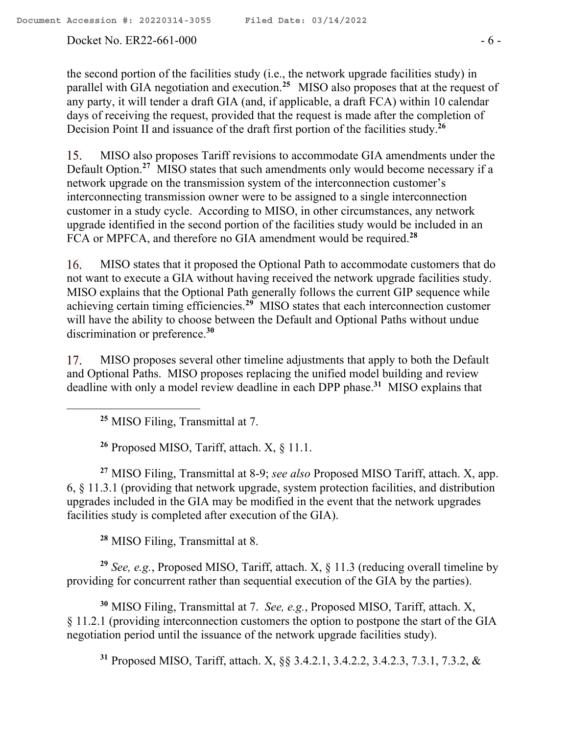the second portion of the facilities study (i.e., the network upgrade facilities study) in parallel with GIA negotiation and execution.[25] MISO also proposes that at the request of any party, it will tender a draft GIA (and, if applicable, a draft FCA) within 10 calendar days of receiving the request, provided that the request is made after the completion of Decision Point II and issuance of the draft first portion of the facilities study.[26]

15. MISO also proposes Tariff revisions to accommodate GIA amendments under the Default Option.[27] MISO states that such amendments only would become necessary if a network upgrade on the transmission system of the interconnection customer's interconnecting transmission owner were to be assigned to a single interconnection customer in a study cycle. According to MISO, in other circumstances, any network upgrade identified in the second portion of the facilities study would be included in an FCA or MPFCA, and therefore no GIA amendment would be required.[28]

16. MISO states that it proposed the Optional Path to accommodate customers that do not want to execute a GIA without having received the network upgrade facilities study. MISO explains that the Optional Path generally follows the current GIP sequence while achieving certain timing efficiencies.[29] MISO states that each interconnection customer will have the ability to choose between the Default and Optional Paths without undue discrimination or preference.[30]

17. MISO proposes several other timeline adjustments that apply to both the Default and Optional Paths. MISO proposes replacing the unified model building and review deadline with only a model review deadline in each DPP phase.[31] MISO explains that

---

[25] MISO Filing, Transmittal at 7.

[26] Proposed MISO, Tariff, attach. X, § 11.1.

[27] MISO Filing, Transmittal at 8-9; *see also* Proposed MISO Tariff, attach. X, app. 6, § 11.3.1 (providing that network upgrade, system protection facilities, and distribution upgrades included in the GIA may be modified in the event that the network upgrades facilities study is completed after execution of the GIA).

[28] MISO Filing, Transmittal at 8.

[29] *See, e.g.*, Proposed MISO, Tariff, attach. X, § 11.3 (reducing overall timeline by providing for concurrent rather than sequential execution of the GIA by the parties).

[30] MISO Filing, Transmittal at 7. *See, e.g.*, Proposed MISO, Tariff, attach. X, § 11.2.1 (providing interconnection customers the option to postpone the start of the GIA negotiation period until the issuance of the network upgrade facilities study).

[31] Proposed MISO, Tariff, attach. X, §§ 3.4.2.1, 3.4.2.2, 3.4.2.3, 7.3.1, 7.3.2, &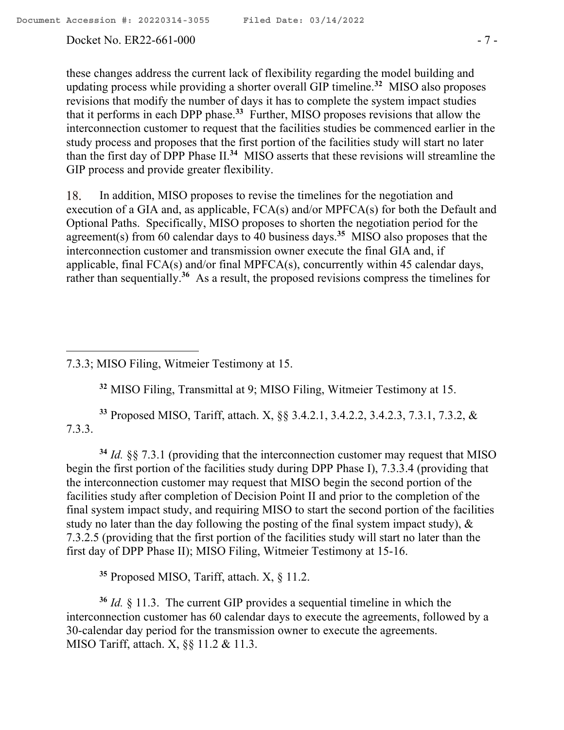these changes address the current lack of flexibility regarding the model building and updating process while providing a shorter overall GIP timeline.[32] MISO also proposes revisions that modify the number of days it has to complete the system impact studies that it performs in each DPP phase.[33] Further, MISO proposes revisions that allow the interconnection customer to request that the facilities studies be commenced earlier in the study process and proposes that the first portion of the facilities study will start no later than the first day of DPP Phase II.[34] MISO asserts that these revisions will streamline the GIP process and provide greater flexibility.

18. In addition, MISO proposes to revise the timelines for the negotiation and execution of a GIA and, as applicable, FCA(s) and/or MPFCA(s) for both the Default and Optional Paths. Specifically, MISO proposes to shorten the negotiation period for the agreement(s) from 60 calendar days to 40 business days.[35] MISO also proposes that the interconnection customer and transmission owner execute the final GIA and, if applicable, final FCA(s) and/or final MPFCA(s), concurrently within 45 calendar days, rather than sequentially.[36] As a result, the proposed revisions compress the timelines for

---

7.3.3; MISO Filing, Witmeier Testimony at 15.

[32] MISO Filing, Transmittal at 9; MISO Filing, Witmeier Testimony at 15.

[33] Proposed MISO, Tariff, attach. X, §§ 3.4.2.1, 3.4.2.2, 3.4.2.3, 7.3.1, 7.3.2, & 7.3.3.

[34] *Id.* §§ 7.3.1 (providing that the interconnection customer may request that MISO begin the first portion of the facilities study during DPP Phase I), 7.3.3.4 (providing that the interconnection customer may request that MISO begin the second portion of the facilities study after completion of Decision Point II and prior to the completion of the final system impact study, and requiring MISO to start the second portion of the facilities study no later than the day following the posting of the final system impact study), & 7.3.2.5 (providing that the first portion of the facilities study will start no later than the first day of DPP Phase II); MISO Filing, Witmeier Testimony at 15-16.

[35] Proposed MISO, Tariff, attach. X, § 11.2.

[36] *Id.* § 11.3. The current GIP provides a sequential timeline in which the interconnection customer has 60 calendar days to execute the agreements, followed by a 30-calendar day period for the transmission owner to execute the agreements. MISO Tariff, attach. X, §§ 11.2 & 11.3.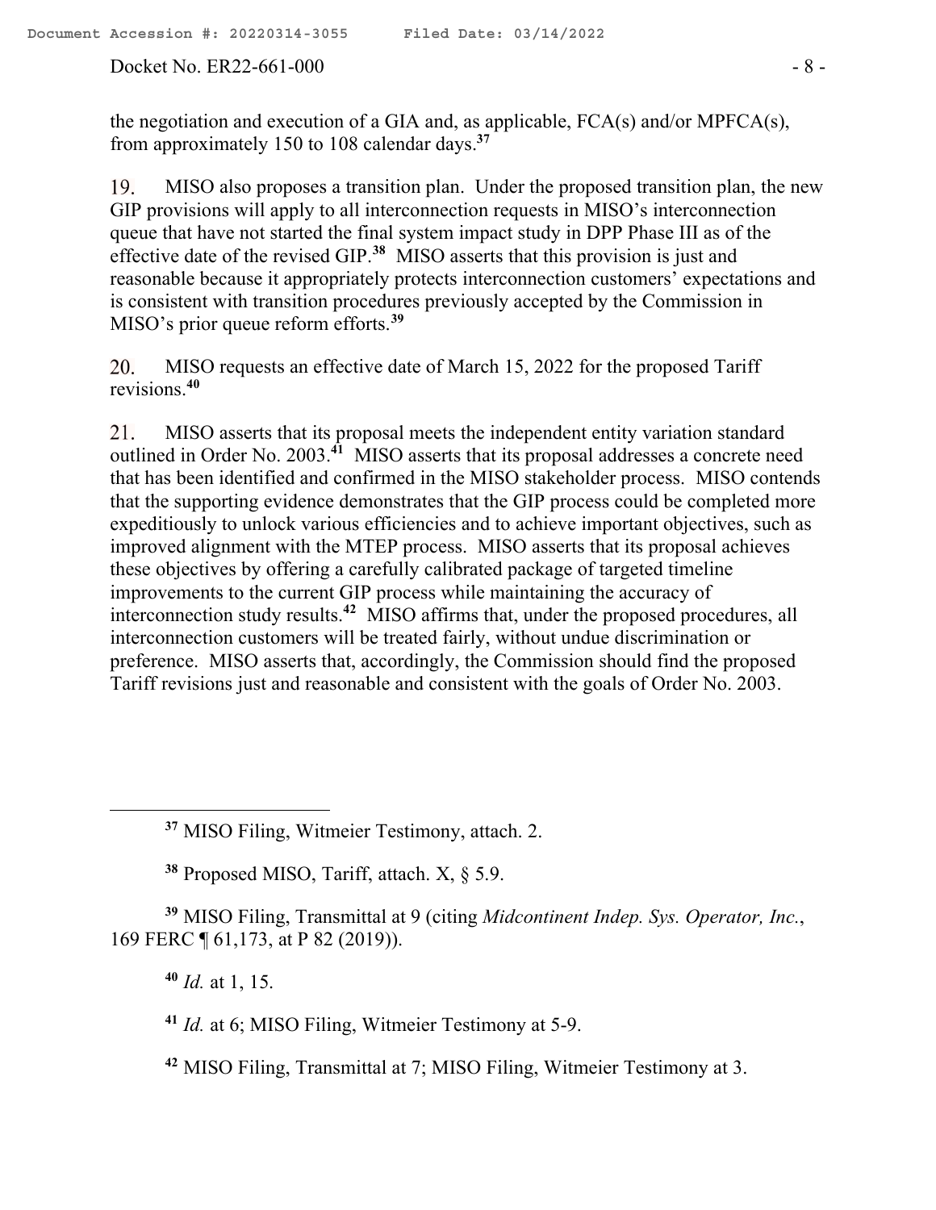the negotiation and execution of a GIA and, as applicable, FCA(s) and/or MPFCA(s), from approximately 150 to 108 calendar days.[37]

19. MISO also proposes a transition plan. Under the proposed transition plan, the new GIP provisions will apply to all interconnection requests in MISO's interconnection queue that have not started the final system impact study in DPP Phase III as of the effective date of the revised GIP.[38] MISO asserts that this provision is just and reasonable because it appropriately protects interconnection customers' expectations and is consistent with transition procedures previously accepted by the Commission in MISO's prior queue reform efforts.[39]

20. MISO requests an effective date of March 15, 2022 for the proposed Tariff revisions.[40]

21. MISO asserts that its proposal meets the independent entity variation standard outlined in Order No. 2003.[41] MISO asserts that its proposal addresses a concrete need that has been identified and confirmed in the MISO stakeholder process. MISO contends that the supporting evidence demonstrates that the GIP process could be completed more expeditiously to unlock various efficiencies and to achieve important objectives, such as improved alignment with the MTEP process. MISO asserts that its proposal achieves these objectives by offering a carefully calibrated package of targeted timeline improvements to the current GIP process while maintaining the accuracy of interconnection study results.[42] MISO affirms that, under the proposed procedures, all interconnection customers will be treated fairly, without undue discrimination or preference. MISO asserts that, accordingly, the Commission should find the proposed Tariff revisions just and reasonable and consistent with the goals of Order No. 2003.

---

[37] MISO Filing, Witmeier Testimony, attach. 2.

[38] Proposed MISO, Tariff, attach. X, § 5.9.

[39] MISO Filing, Transmittal at 9 (citing *Midcontinent Indep. Sys. Operator, Inc.*, 169 FERC ¶ 61,173, at P 82 (2019)).

[40] *Id.* at 1, 15.

[41] *Id.* at 6; MISO Filing, Witmeier Testimony at 5-9.

[42] MISO Filing, Transmittal at 7; MISO Filing, Witmeier Testimony at 3.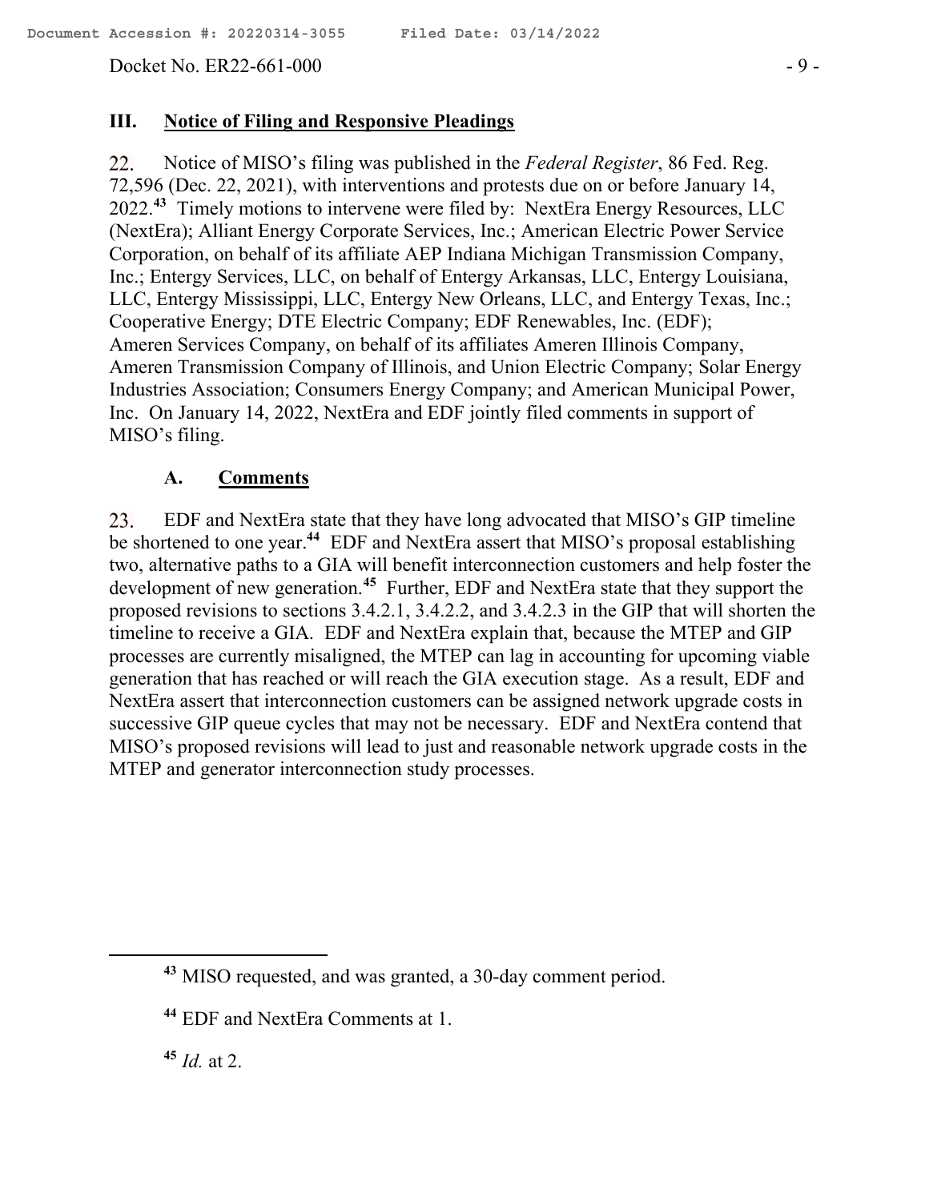## III. Notice of Filing and Responsive Pleadings

22. Notice of MISO's filing was published in the *Federal Register*, 86 Fed. Reg. 72,596 (Dec. 22, 2021), with interventions and protests due on or before January 14, 2022.[43] Timely motions to intervene were filed by: NextEra Energy Resources, LLC (NextEra); Alliant Energy Corporate Services, Inc.; American Electric Power Service Corporation, on behalf of its affiliate AEP Indiana Michigan Transmission Company, Inc.; Entergy Services, LLC, on behalf of Entergy Arkansas, LLC, Entergy Louisiana, LLC, Entergy Mississippi, LLC, Entergy New Orleans, LLC, and Entergy Texas, Inc.; Cooperative Energy; DTE Electric Company; EDF Renewables, Inc. (EDF); Ameren Services Company, on behalf of its affiliates Ameren Illinois Company, Ameren Transmission Company of Illinois, and Union Electric Company; Solar Energy Industries Association; Consumers Energy Company; and American Municipal Power, Inc. On January 14, 2022, NextEra and EDF jointly filed comments in support of MISO's filing.

### A. Comments

23. EDF and NextEra state that they have long advocated that MISO's GIP timeline be shortened to one year.[44] EDF and NextEra assert that MISO's proposal establishing two, alternative paths to a GIA will benefit interconnection customers and help foster the development of new generation.[45] Further, EDF and NextEra state that they support the proposed revisions to sections 3.4.2.1, 3.4.2.2, and 3.4.2.3 in the GIP that will shorten the timeline to receive a GIA. EDF and NextEra explain that, because the MTEP and GIP processes are currently misaligned, the MTEP can lag in accounting for upcoming viable generation that has reached or will reach the GIA execution stage. As a result, EDF and NextEra assert that interconnection customers can be assigned network upgrade costs in successive GIP queue cycles that may not be necessary. EDF and NextEra contend that MISO's proposed revisions will lead to just and reasonable network upgrade costs in the MTEP and generator interconnection study processes.

---

[43] MISO requested, and was granted, a 30-day comment period.

[44] EDF and NextEra Comments at 1.

[45] *Id.* at 2.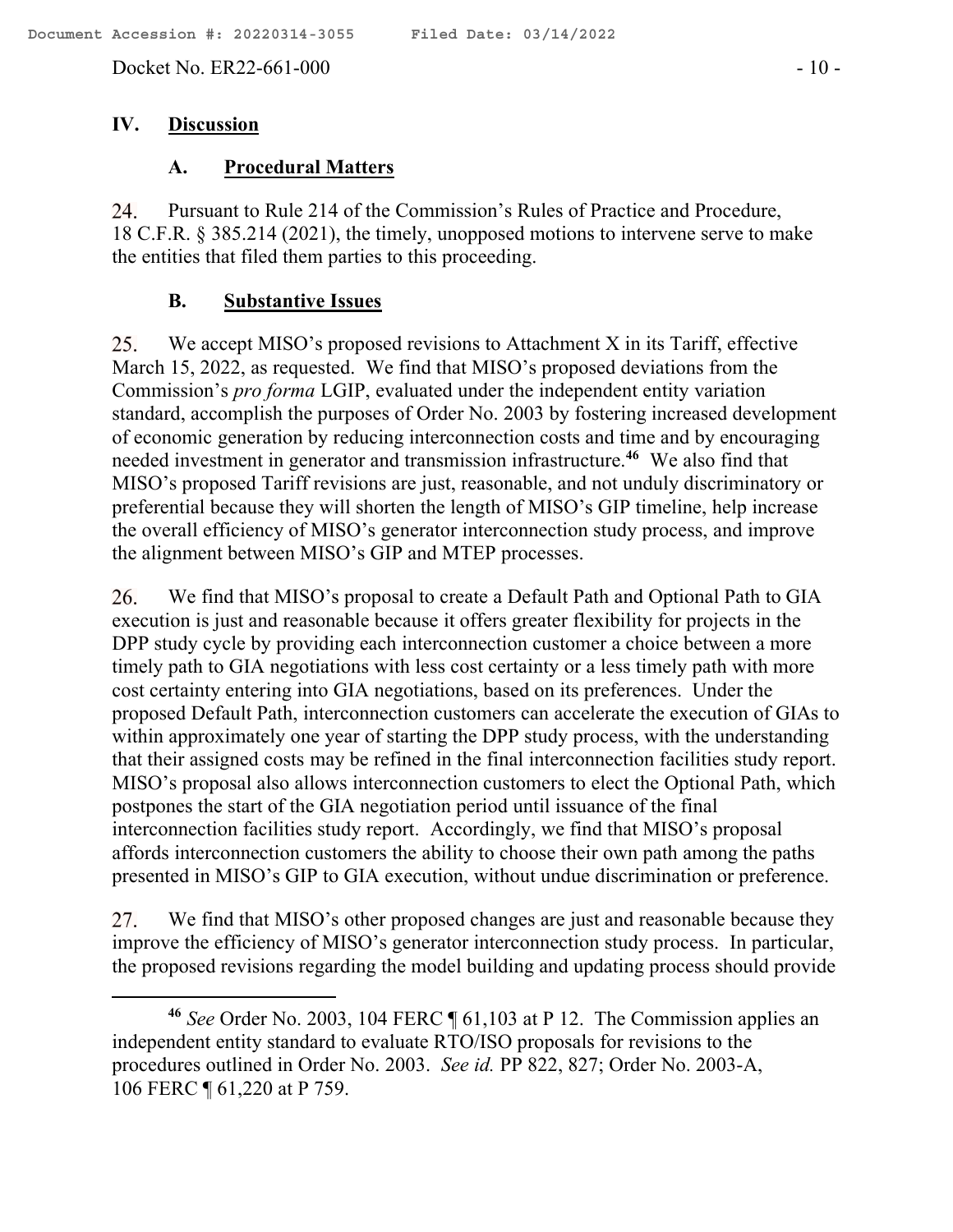## IV. Discussion

### A. Procedural Matters

24. Pursuant to Rule 214 of the Commission's Rules of Practice and Procedure, 18 C.F.R. § 385.214 (2021), the timely, unopposed motions to intervene serve to make the entities that filed them parties to this proceeding.

### B. Substantive Issues

25. We accept MISO's proposed revisions to Attachment X in its Tariff, effective March 15, 2022, as requested. We find that MISO's proposed deviations from the Commission's *pro forma* LGIP, evaluated under the independent entity variation standard, accomplish the purposes of Order No. 2003 by fostering increased development of economic generation by reducing interconnection costs and time and by encouraging needed investment in generator and transmission infrastructure.[46] We also find that MISO's proposed Tariff revisions are just, reasonable, and not unduly discriminatory or preferential because they will shorten the length of MISO's GIP timeline, help increase the overall efficiency of MISO's generator interconnection study process, and improve the alignment between MISO's GIP and MTEP processes.

26. We find that MISO's proposal to create a Default Path and Optional Path to GIA execution is just and reasonable because it offers greater flexibility for projects in the DPP study cycle by providing each interconnection customer a choice between a more timely path to GIA negotiations with less cost certainty or a less timely path with more cost certainty entering into GIA negotiations, based on its preferences. Under the proposed Default Path, interconnection customers can accelerate the execution of GIAs to within approximately one year of starting the DPP study process, with the understanding that their assigned costs may be refined in the final interconnection facilities study report. MISO's proposal also allows interconnection customers to elect the Optional Path, which postpones the start of the GIA negotiation period until issuance of the final interconnection facilities study report. Accordingly, we find that MISO's proposal affords interconnection customers the ability to choose their own path among the paths presented in MISO's GIP to GIA execution, without undue discrimination or preference.

27. We find that MISO's other proposed changes are just and reasonable because they improve the efficiency of MISO's generator interconnection study process. In particular, the proposed revisions regarding the model building and updating process should provide

---

[46] *See* Order No. 2003, 104 FERC ¶ 61,103 at P 12. The Commission applies an independent entity standard to evaluate RTO/ISO proposals for revisions to the procedures outlined in Order No. 2003. *See id.* PP 822, 827; Order No. 2003-A, 106 FERC ¶ 61,220 at P 759.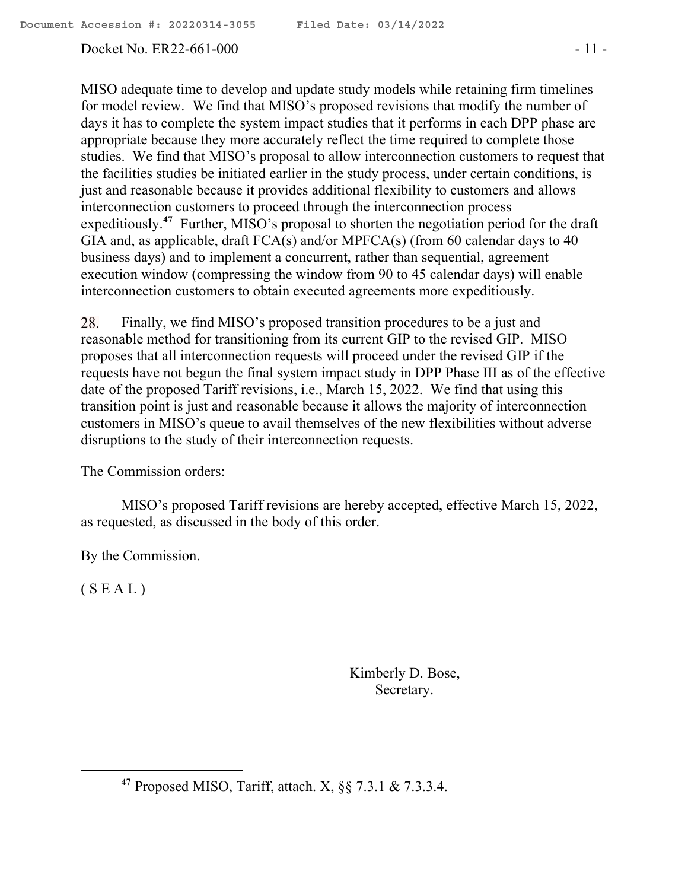MISO adequate time to develop and update study models while retaining firm timelines for model review. We find that MISO's proposed revisions that modify the number of days it has to complete the system impact studies that it performs in each DPP phase are appropriate because they more accurately reflect the time required to complete those studies. We find that MISO's proposal to allow interconnection customers to request that the facilities studies be initiated earlier in the study process, under certain conditions, is just and reasonable because it provides additional flexibility to customers and allows interconnection customers to proceed through the interconnection process expeditiously.[47] Further, MISO's proposal to shorten the negotiation period for the draft GIA and, as applicable, draft FCA(s) and/or MPFCA(s) (from 60 calendar days to 40 business days) and to implement a concurrent, rather than sequential, agreement execution window (compressing the window from 90 to 45 calendar days) will enable interconnection customers to obtain executed agreements more expeditiously.

28. Finally, we find MISO's proposed transition procedures to be a just and reasonable method for transitioning from its current GIP to the revised GIP. MISO proposes that all interconnection requests will proceed under the revised GIP if the requests have not begun the final system impact study in DPP Phase III as of the effective date of the proposed Tariff revisions, i.e., March 15, 2022. We find that using this transition point is just and reasonable because it allows the majority of interconnection customers in MISO's queue to avail themselves of the new flexibilities without adverse disruptions to the study of their interconnection requests.

The Commission orders:

MISO's proposed Tariff revisions are hereby accepted, effective March 15, 2022, as requested, as discussed in the body of this order.

By the Commission.

( S E A L )

Kimberly D. Bose,
Secretary.

---

[47] Proposed MISO, Tariff, attach. X, §§ 7.3.1 & 7.3.3.4.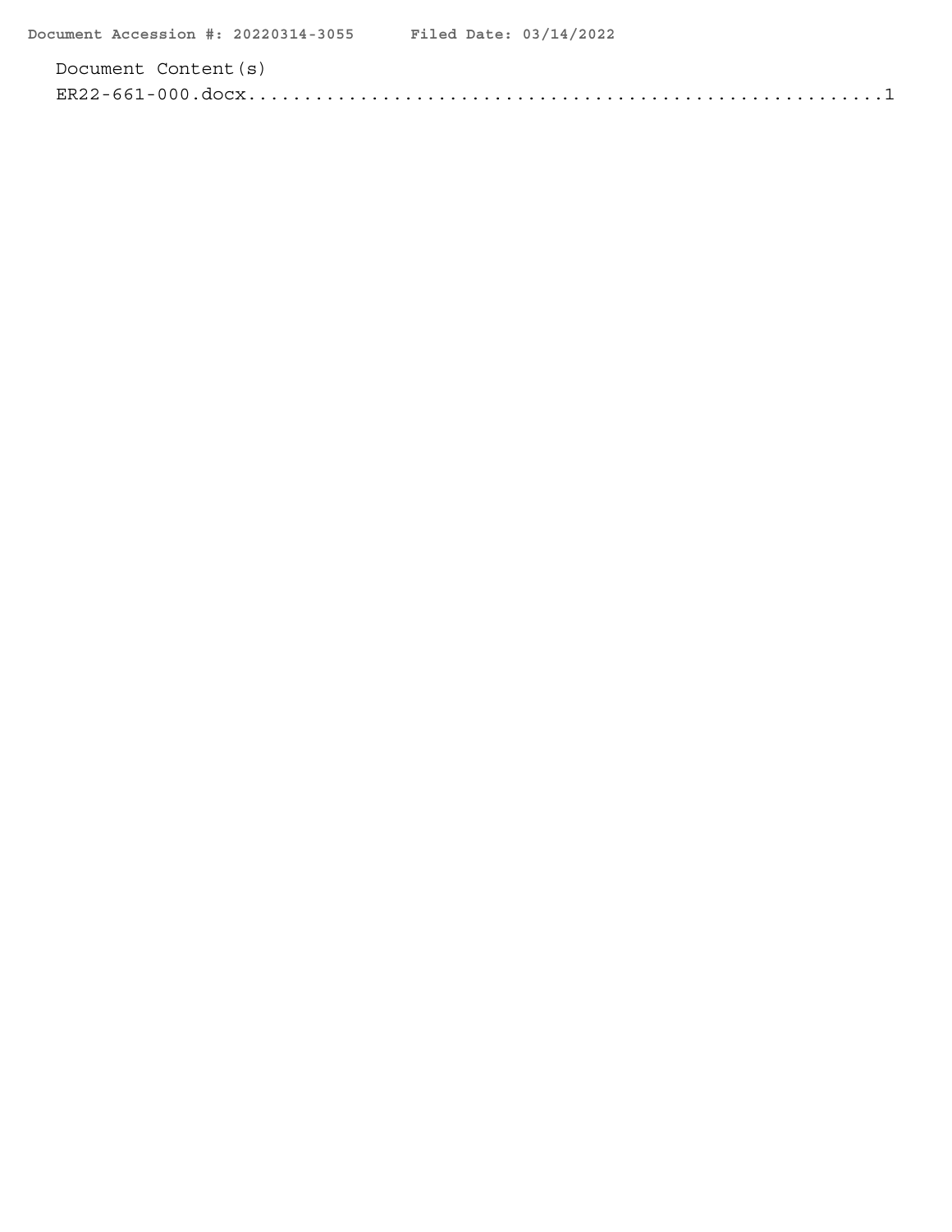Document Accession #: 20220314-3055 Filed Date: 03/14/2022

Document Content(s)

ER22-661-000.docx.....................................................1